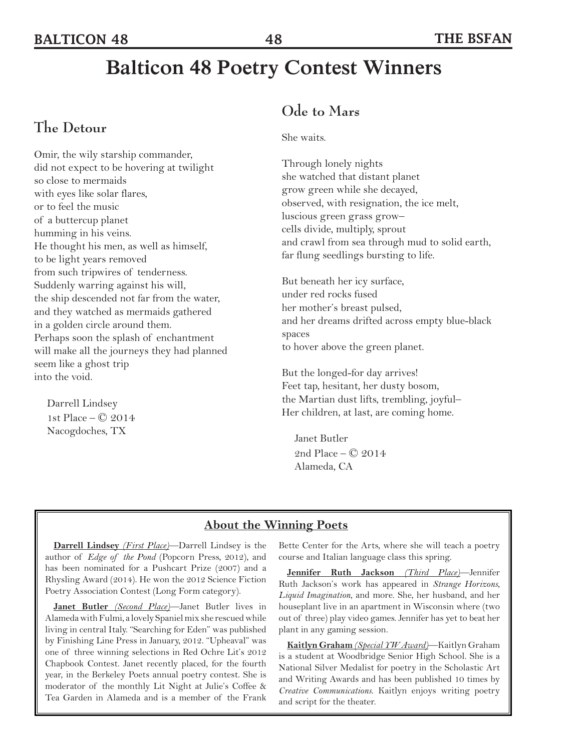# Balticon 48 Poetry Contest Winners

## The Detour

Omir, the wily starship commander,
did not expect to be hovering at twilight
so close to mermaids
with eyes like solar flares,
or to feel the music
of a buttercup planet
humming in his veins.
He thought his men, as well as himself,
to be light years removed
from such tripwires of tenderness.
Suddenly warring against his will,
the ship descended not far from the water,
and they watched as mermaids gathered
in a golden circle around them.
Perhaps soon the splash of enchantment
will make all the journeys they had planned
seem like a ghost trip
into the void.

Darrell Lindsey
1st Place – © 2014
Nacogdoches, TX

## Ode to Mars

She waits.

Through lonely nights
she watched that distant planet
grow green while she decayed,
observed, with resignation, the ice melt,
luscious green grass grow–
cells divide, multiply, sprout
and crawl from sea through mud to solid earth,
far flung seedlings bursting to life.

But beneath her icy surface,
under red rocks fused
her mother's breast pulsed,
and her dreams drifted across empty blue-black spaces
to hover above the green planet.

But the longed-for day arrives!
Feet tap, hesitant, her dusty bosom,
the Martian dust lifts, trembling, joyful–
Her children, at last, are coming home.

Janet Butler
2nd Place – © 2014
Alameda, CA

### About the Winning Poets

**Darrell Lindsey** *(First Place)*—Darrell Lindsey is the author of *Edge of the Pond* (Popcorn Press, 2012), and has been nominated for a Pushcart Prize (2007) and a Rhysling Award (2014). He won the 2012 Science Fiction Poetry Association Contest (Long Form category).

**Janet Butler** *(Second Place)*—Janet Butler lives in Alameda with Fulmi, a lovely Spaniel mix she rescued while living in central Italy. "Searching for Eden" was published by Finishing Line Press in January, 2012. "Upheaval" was one of three winning selections in Red Ochre Lit's 2012 Chapbook Contest. Janet recently placed, for the fourth year, in the Berkeley Poets annual poetry contest. She is moderator of the monthly Lit Night at Julie's Coffee & Tea Garden in Alameda and is a member of the Frank Bette Center for the Arts, where she will teach a poetry course and Italian language class this spring.

**Jennifer Ruth Jackson** *(Third Place)*—Jennifer Ruth Jackson's work has appeared in *Strange Horizons*, *Liquid Imagination*, and more. She, her husband, and her houseplant live in an apartment in Wisconsin where (two out of three) play video games. Jennifer has yet to beat her plant in any gaming session.

**Kaitlyn Graham** *(Special YW Award)*—Kaitlyn Graham is a student at Woodbridge Senior High School. She is a National Silver Medalist for poetry in the Scholastic Art and Writing Awards and has been published 10 times by *Creative Communications*. Kaitlyn enjoys writing poetry and script for the theater.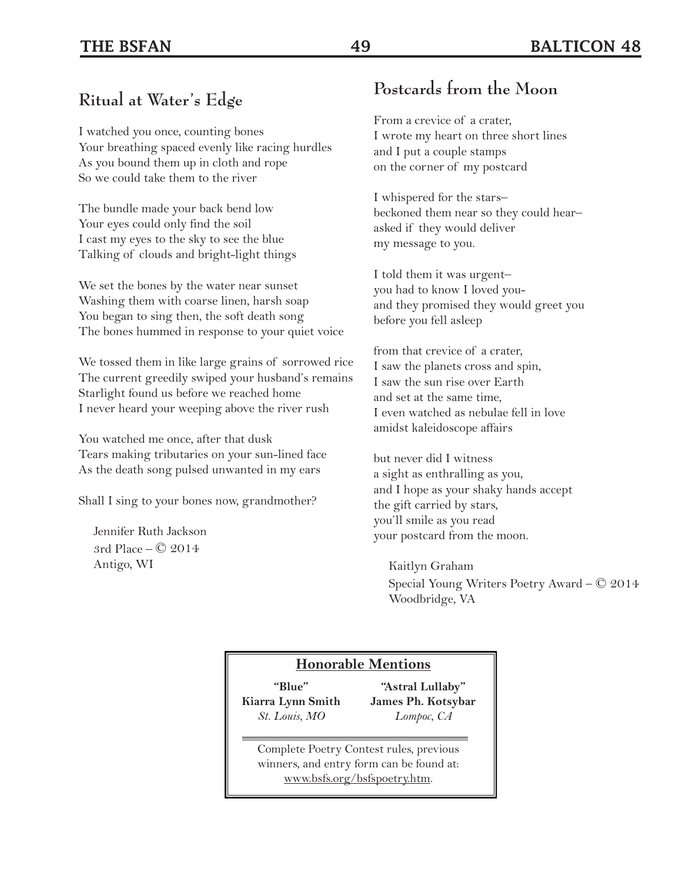## Ritual at Water's Edge

I watched you once, counting bones
Your breathing spaced evenly like racing hurdles
As you bound them up in cloth and rope
So we could take them to the river

The bundle made your back bend low
Your eyes could only find the soil
I cast my eyes to the sky to see the blue
Talking of clouds and bright-light things

We set the bones by the water near sunset
Washing them with coarse linen, harsh soap
You began to sing then, the soft death song
The bones hummed in response to your quiet voice

We tossed them in like large grains of sorrowed rice
The current greedily swiped your husband's remains
Starlight found us before we reached home
I never heard your weeping above the river rush

You watched me once, after that dusk
Tears making tributaries on your sun-lined face
As the death song pulsed unwanted in my ears

Shall I sing to your bones now, grandmother?

Jennifer Ruth Jackson
3rd Place – © 2014
Antigo, WI

## Postcards from the Moon

From a crevice of a crater,
I wrote my heart on three short lines
and I put a couple stamps
on the corner of my postcard

I whispered for the stars–
beckoned them near so they could hear–
asked if they would deliver
my message to you.

I told them it was urgent–
you had to know I loved you-
and they promised they would greet you
before you fell asleep

from that crevice of a crater,
I saw the planets cross and spin,
I saw the sun rise over Earth
and set at the same time,
I even watched as nebulae fell in love
amidst kaleidoscope affairs

but never did I witness
a sight as enthralling as you,
and I hope as your shaky hands accept
the gift carried by stars,
you'll smile as you read
your postcard from the moon.

Kaitlyn Graham
Special Young Writers Poetry Award – © 2014
Woodbridge, VA

### Honorable Mentions

| | |
|---|---|
| **"Blue"** | **"Astral Lullaby"** |
| **Kiarra Lynn Smith** | **James Ph. Kotsybar** |
| *St. Louis, MO* | *Lompoc, CA* |

Complete Poetry Contest rules, previous winners, and entry form can be found at: www.bsfs.org/bsfspoetry.htm.